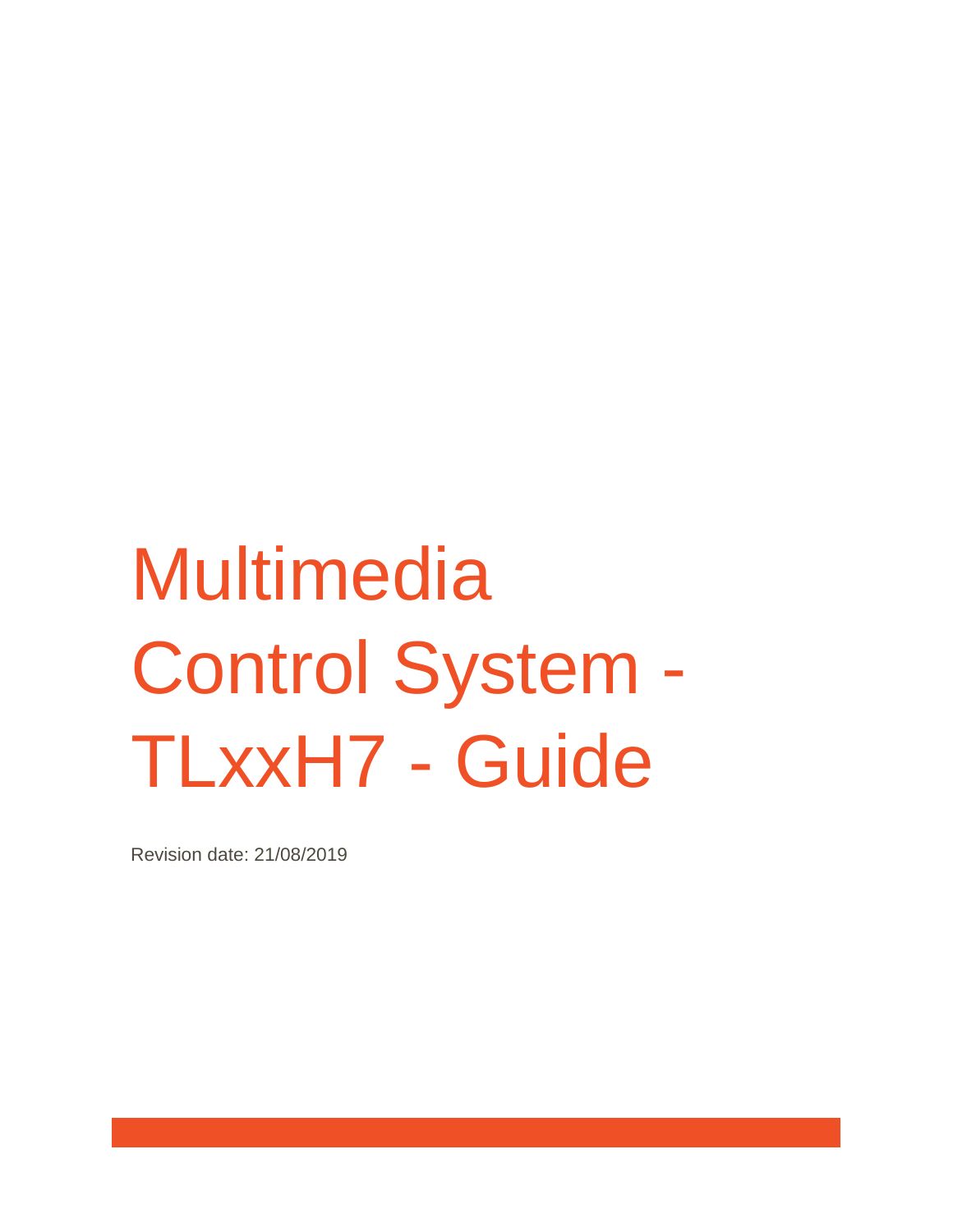# Multimedia Control System - TLxxH7 - Guide

Revision date: 21/08/2019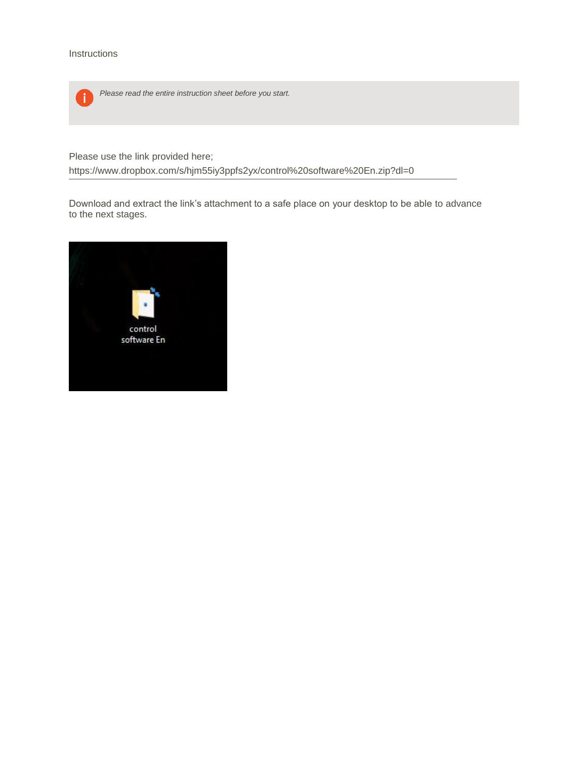Instructions

*Please read the entire instruction sheet before you start.*

Please use the link provided here;
https://www.dropbox.com/s/hjm55iy3ppfs2yx/control%20software%20En.zip?dl=0

Download and extract the link's attachment to a safe place on your desktop to be able to advance to the next stages.

control
software En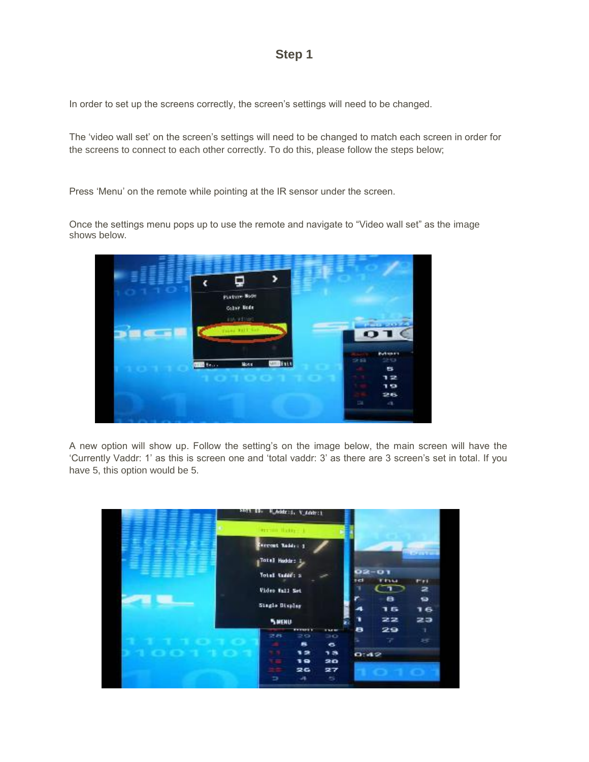# Step 1

In order to set up the screens correctly, the screen's settings will need to be changed.

The 'video wall set' on the screen's settings will need to be changed to match each screen in order for the screens to connect to each other correctly. To do this, please follow the steps below;

Press 'Menu' on the remote while pointing at the IR sensor under the screen.

Once the settings menu pops up to use the remote and navigate to "Video wall set" as the image shows below.

A new option will show up. Follow the setting's on the image below, the main screen will have the 'Currently Vaddr: 1' as this is screen one and 'total vaddr: 3' as there are 3 screen's set in total. If you have 5, this option would be 5.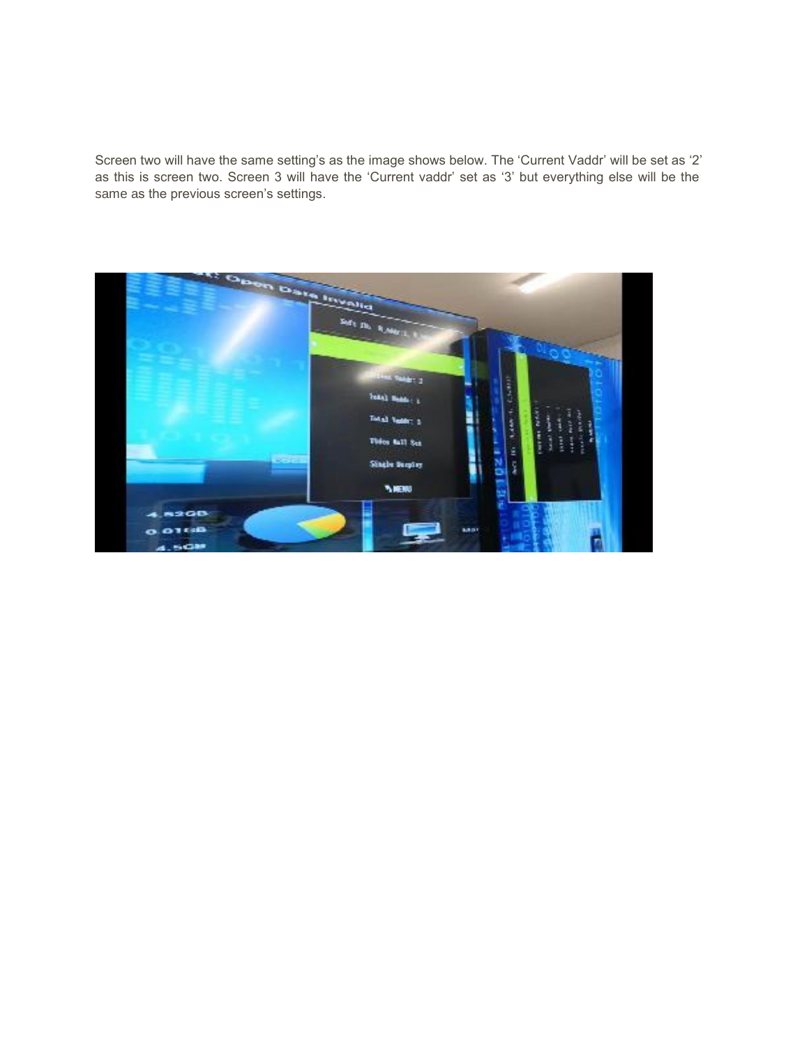Screen two will have the same setting's as the image shows below. The 'Current Vaddr' will be set as '2' as this is screen two. Screen 3 will have the 'Current vaddr' set as '3' but everything else will be the same as the previous screen's settings.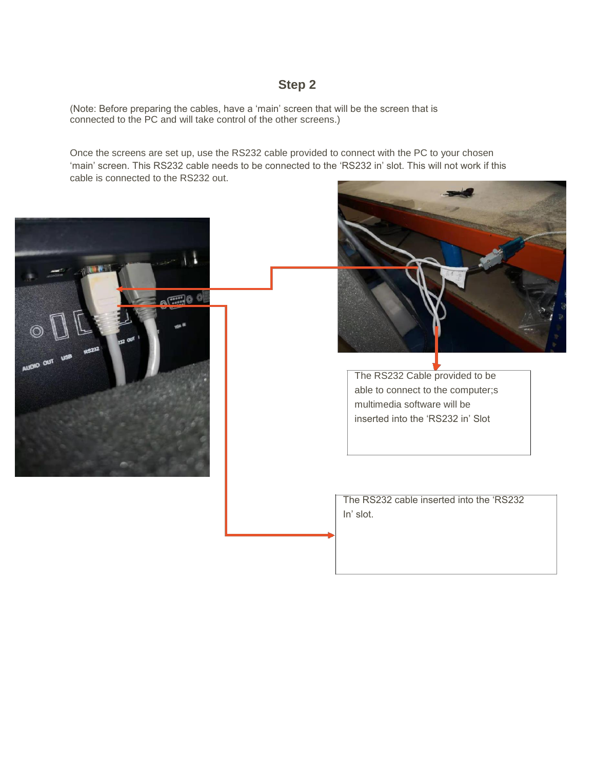## Step 2

(Note: Before preparing the cables, have a 'main' screen that will be the screen that is connected to the PC and will take control of the other screens.)

Once the screens are set up, use the RS232 cable provided to connect with the PC to your chosen 'main' screen. This RS232 cable needs to be connected to the 'RS232 in' slot. This will not work if this cable is connected to the RS232 out.

The RS232 Cable provided to be able to connect to the computer;s multimedia software will be inserted into the 'RS232 in' Slot

The RS232 cable inserted into the 'RS232 In' slot.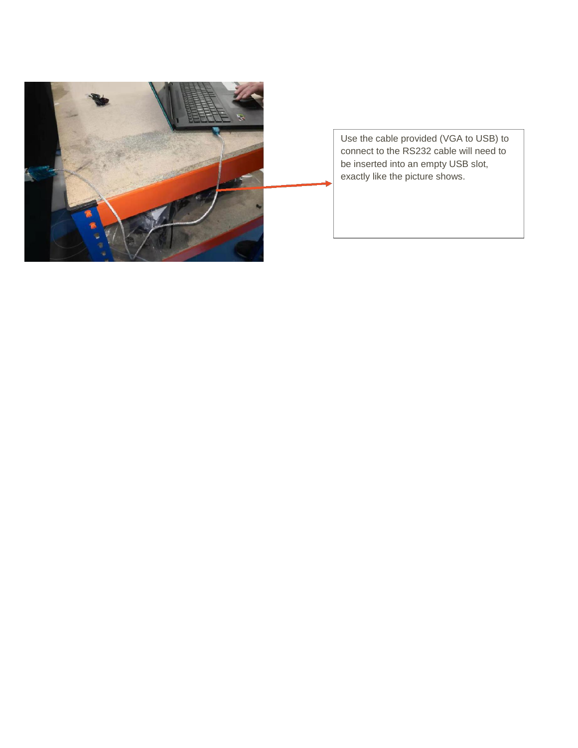Use the cable provided (VGA to USB) to connect to the RS232 cable will need to be inserted into an empty USB slot, exactly like the picture shows.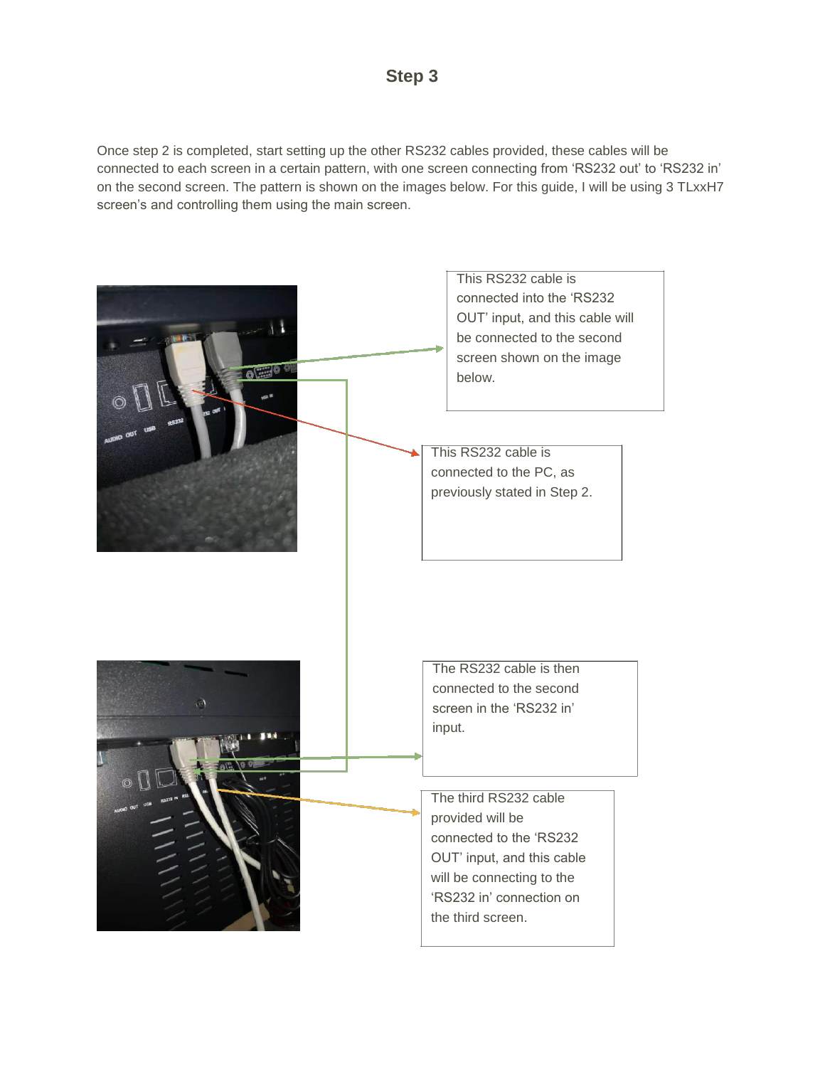## Step 3

Once step 2 is completed, start setting up the other RS232 cables provided, these cables will be connected to each screen in a certain pattern, with one screen connecting from 'RS232 out' to 'RS232 in' on the second screen. The pattern is shown on the images below. For this guide, I will be using 3 TLxxH7 screen's and controlling them using the main screen.

This RS232 cable is connected into the 'RS232 OUT' input, and this cable will be connected to the second screen shown on the image below.

This RS232 cable is connected to the PC, as previously stated in Step 2.

The RS232 cable is then connected to the second screen in the 'RS232 in' input.

The third RS232 cable provided will be connected to the 'RS232 OUT' input, and this cable will be connecting to the 'RS232 in' connection on the third screen.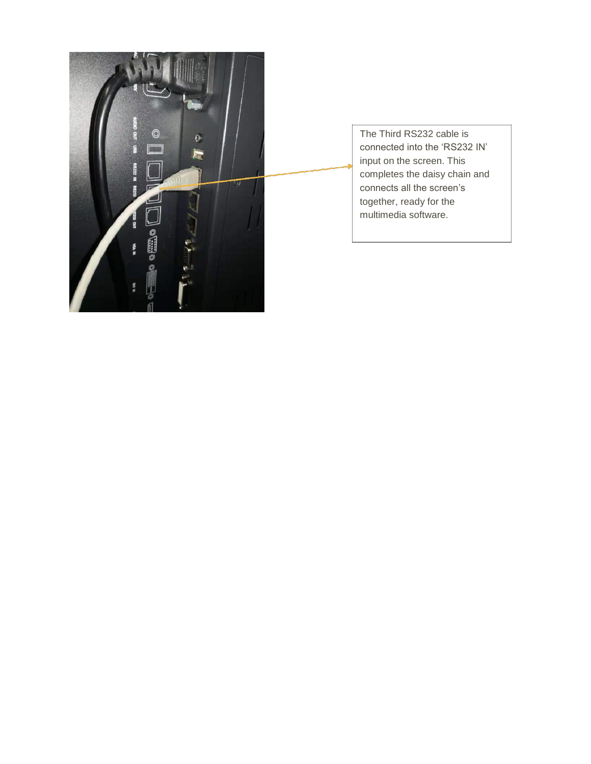The Third RS232 cable is connected into the 'RS232 IN' input on the screen. This completes the daisy chain and connects all the screen's together, ready for the multimedia software.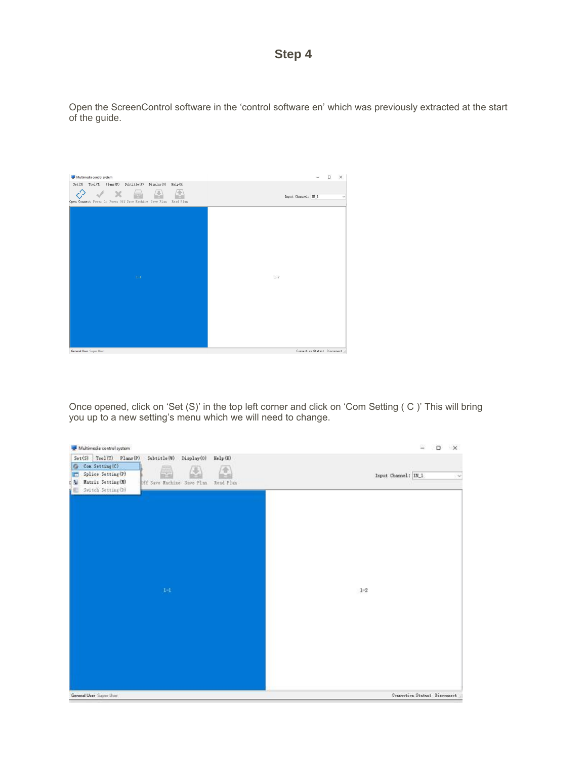# Step 4

Open the ScreenControl software in the ‘control software en’ which was previously extracted at the start of the guide.

Once opened, click on ‘Set (S)’ in the top left corner and click on ‘Com Setting ( C )’ This will bring you up to a new setting’s menu which we will need to change.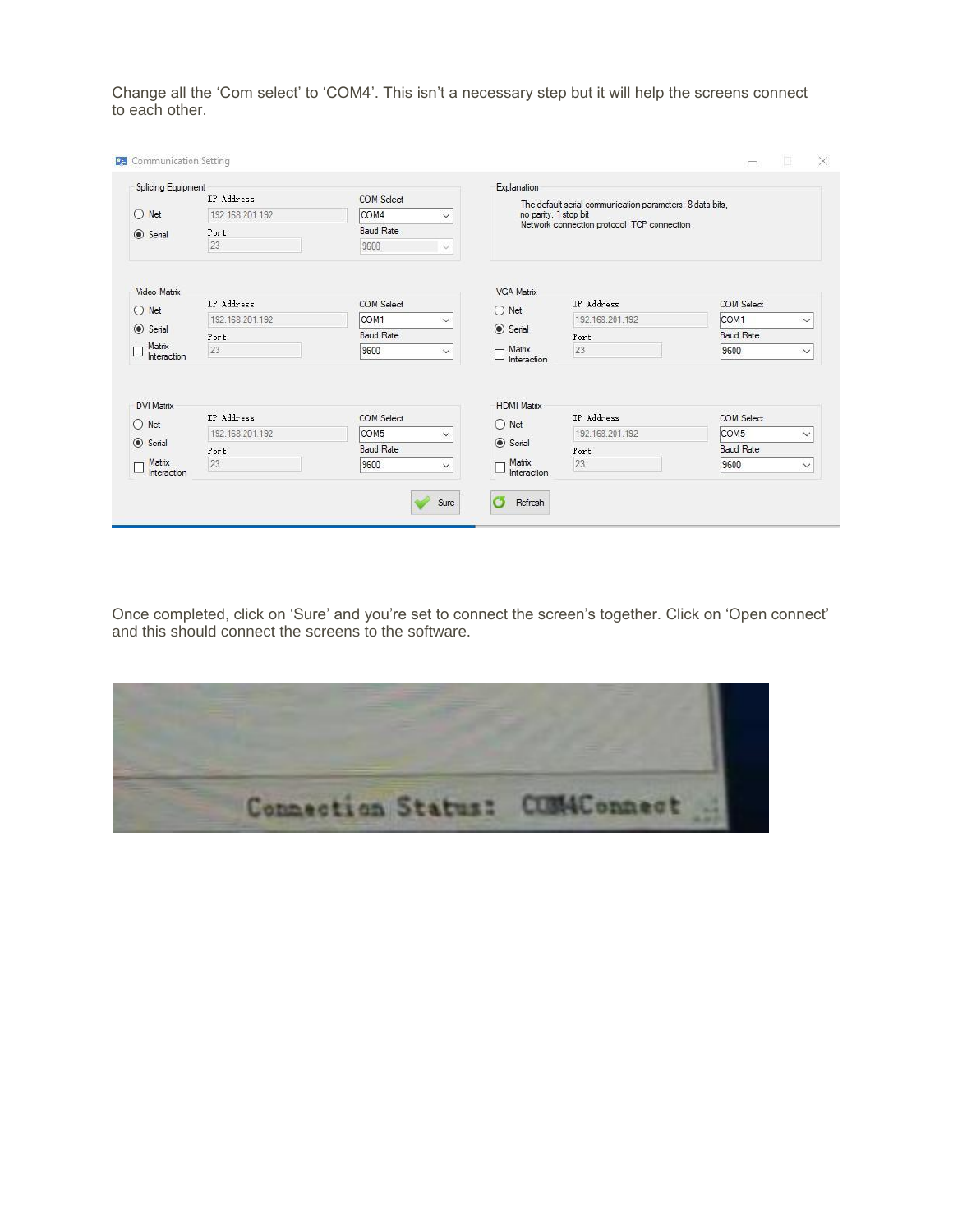Change all the 'Com select' to 'COM4'. This isn't a necessary step but it will help the screens connect to each other.

Once completed, click on 'Sure' and you're set to connect the screen's together. Click on 'Open connect' and this should connect the screens to the software.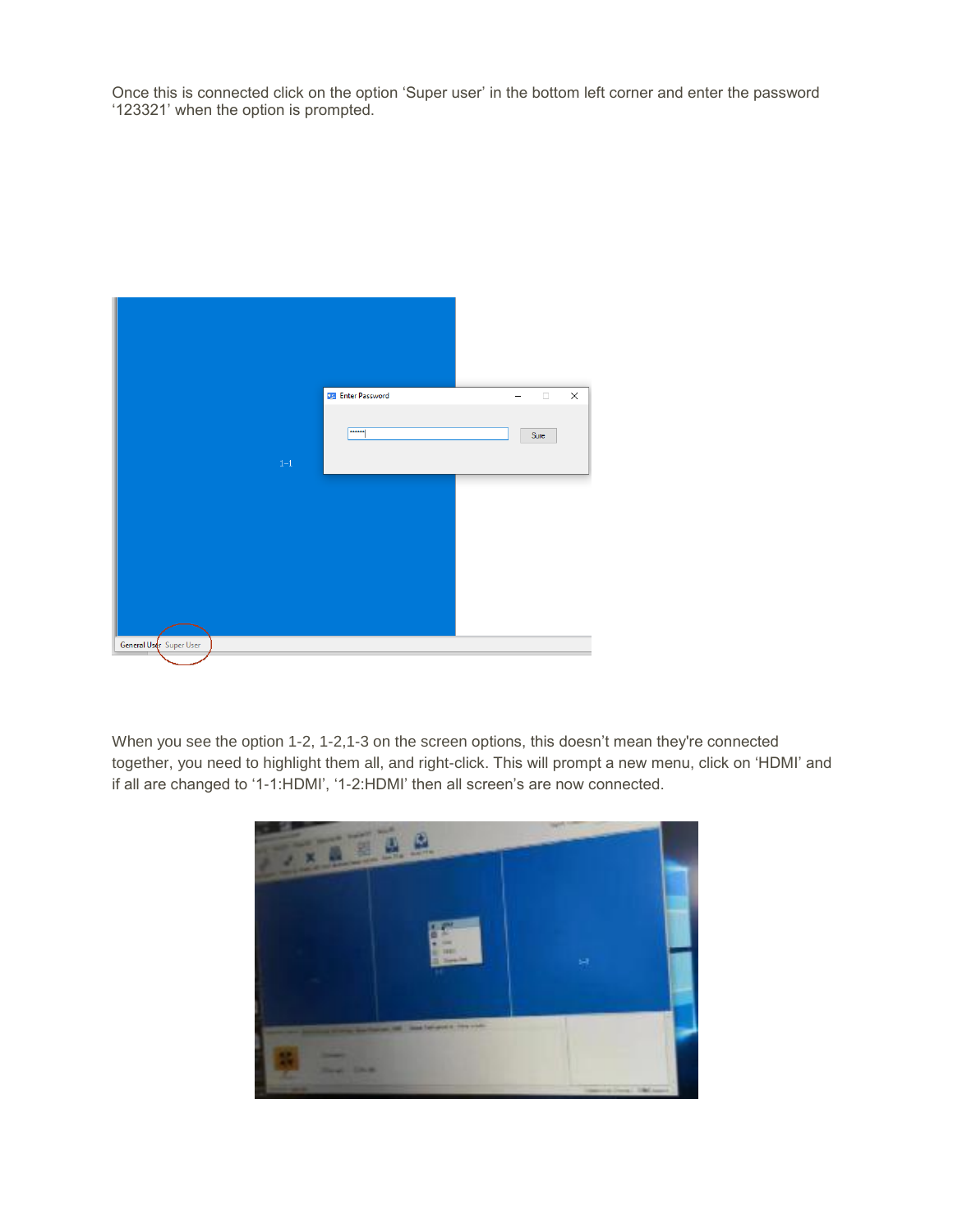Once this is connected click on the option ‘Super user’ in the bottom left corner and enter the password ‘123321’ when the option is prompted.

When you see the option 1-2, 1-2,1-3 on the screen options, this doesn’t mean they're connected together, you need to highlight them all, and right-click. This will prompt a new menu, click on ‘HDMI’ and if all are changed to ‘1-1:HDMI’, ‘1-2:HDMI’ then all screen’s are now connected.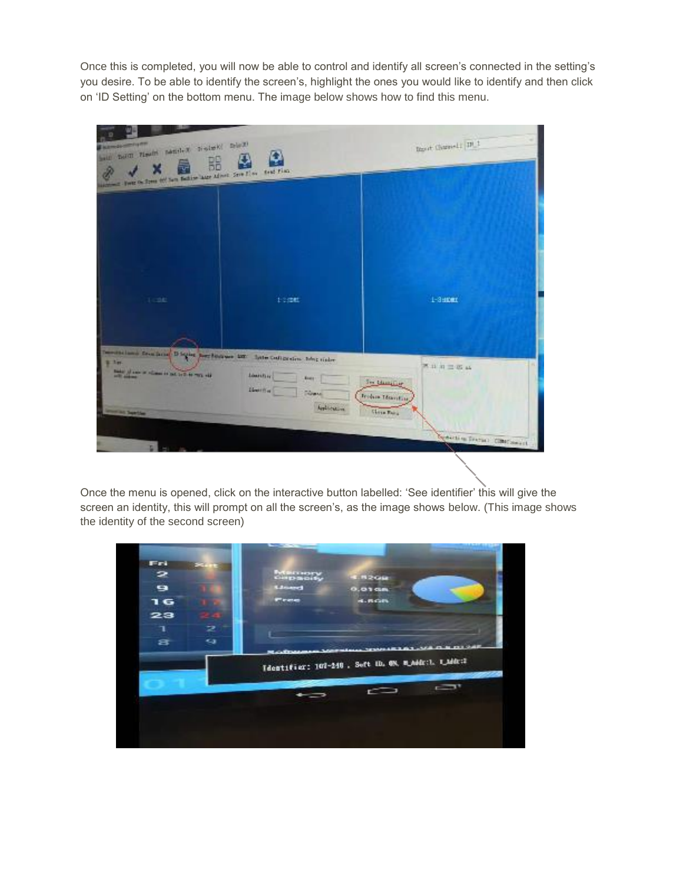Once this is completed, you will now be able to control and identify all screen's connected in the setting's you desire. To be able to identify the screen's, highlight the ones you would like to identify and then click on 'ID Setting' on the bottom menu. The image below shows how to find this menu.

Once the menu is opened, click on the interactive button labelled: 'See identifier' this will give the screen an identity, this will prompt on all the screen's, as the image shows below. (This image shows the identity of the second screen)